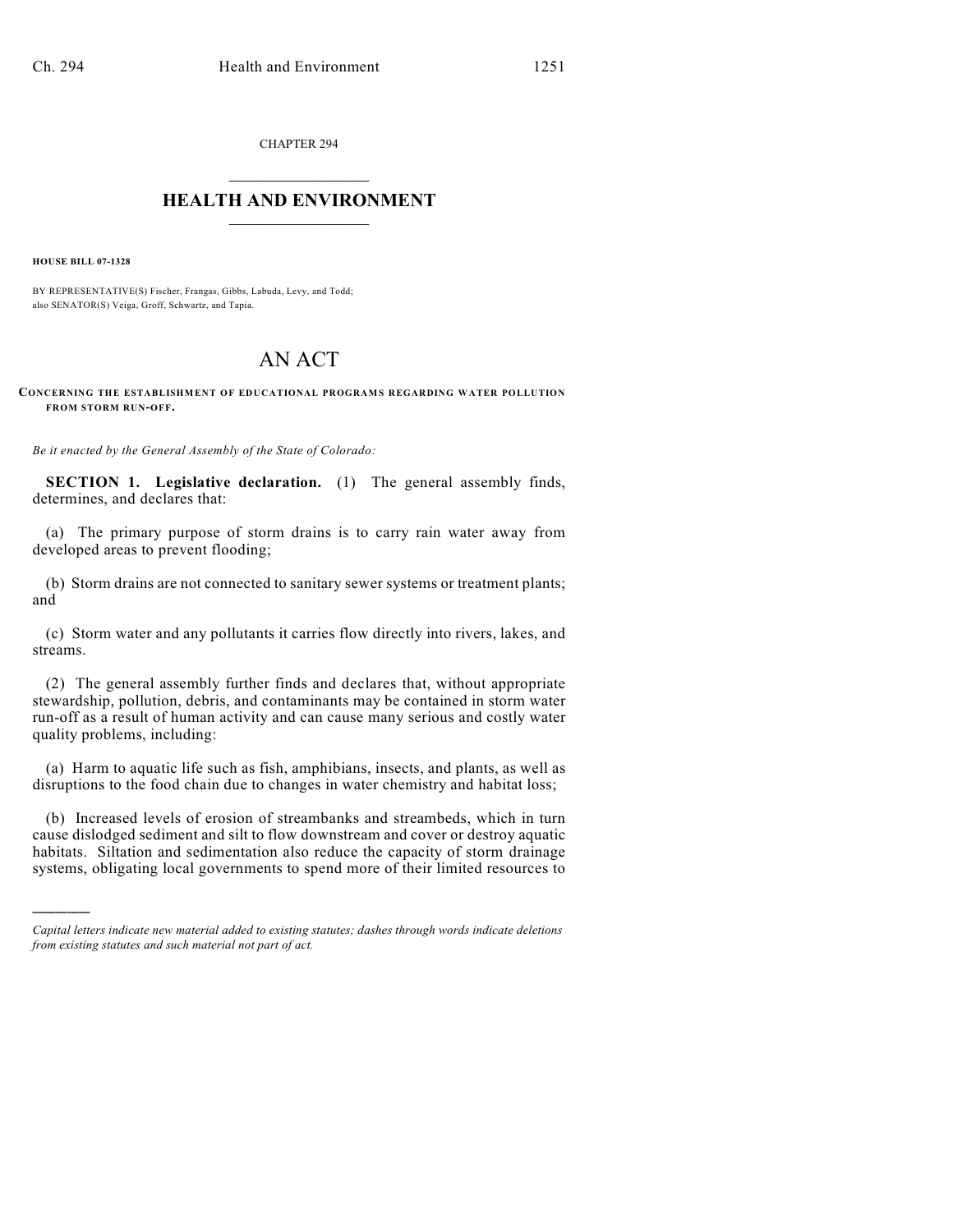CHAPTER 294

# HEALTH AND ENVIRONMENT

**HOUSE BILL 07-1328**

BY REPRESENTATIVE(S) Fischer, Frangas, Gibbs, Labuda, Levy, and Todd;
also SENATOR(S) Veiga, Groff, Schwartz, and Tapia.

# AN ACT

**CONCERNING THE ESTABLISHMENT OF EDUCATIONAL PROGRAMS REGARDING WATER POLLUTION FROM STORM RUN-OFF.**

*Be it enacted by the General Assembly of the State of Colorado:*

**SECTION 1. Legislative declaration.** (1) The general assembly finds, determines, and declares that:

(a) The primary purpose of storm drains is to carry rain water away from developed areas to prevent flooding;

(b) Storm drains are not connected to sanitary sewer systems or treatment plants; and

(c) Storm water and any pollutants it carries flow directly into rivers, lakes, and streams.

(2) The general assembly further finds and declares that, without appropriate stewardship, pollution, debris, and contaminants may be contained in storm water run-off as a result of human activity and can cause many serious and costly water quality problems, including:

(a) Harm to aquatic life such as fish, amphibians, insects, and plants, as well as disruptions to the food chain due to changes in water chemistry and habitat loss;

(b) Increased levels of erosion of streambanks and streambeds, which in turn cause dislodged sediment and silt to flow downstream and cover or destroy aquatic habitats. Siltation and sedimentation also reduce the capacity of storm drainage systems, obligating local governments to spend more of their limited resources to

---

*Capital letters indicate new material added to existing statutes; dashes through words indicate deletions from existing statutes and such material not part of act.*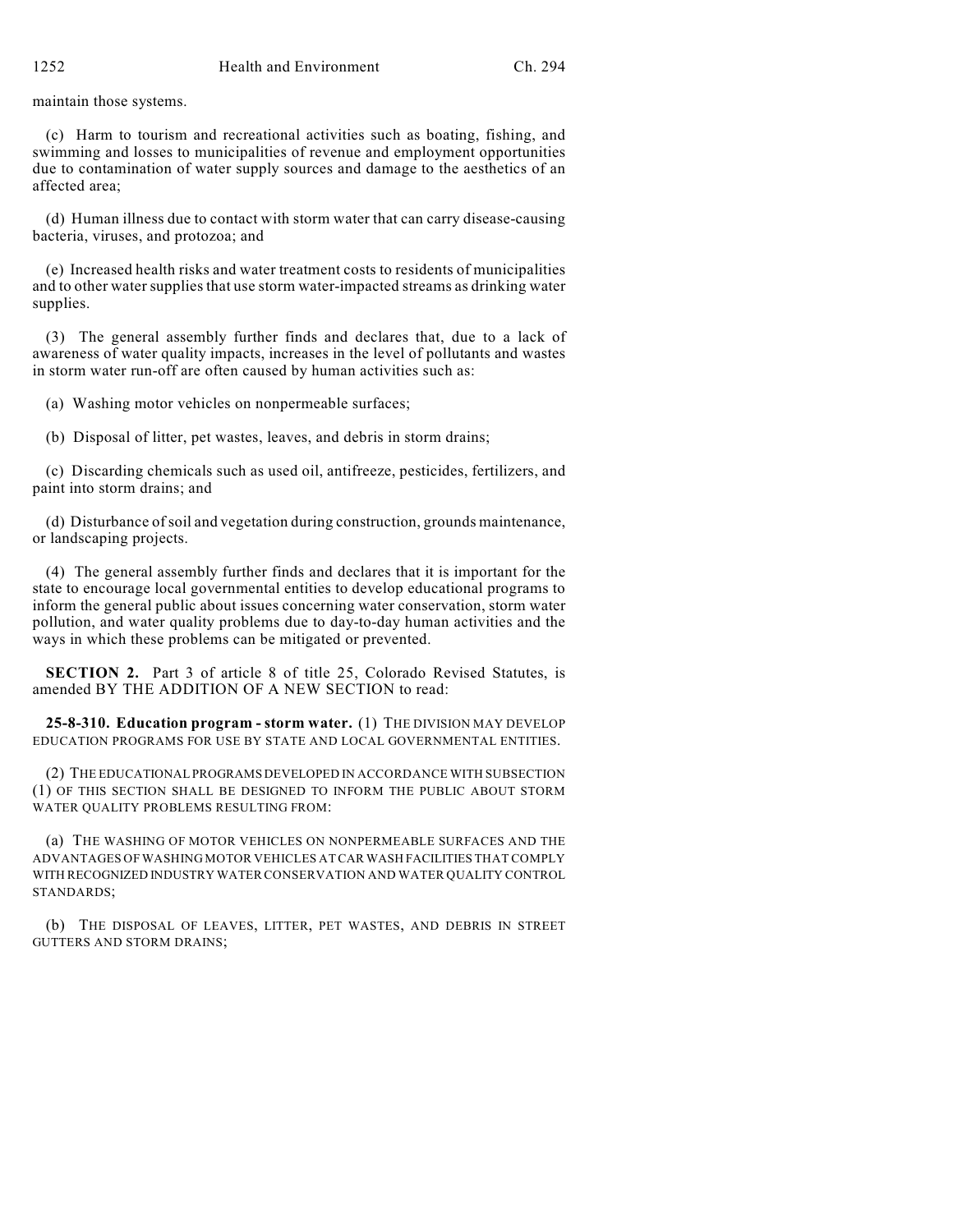maintain those systems.

(c) Harm to tourism and recreational activities such as boating, fishing, and swimming and losses to municipalities of revenue and employment opportunities due to contamination of water supply sources and damage to the aesthetics of an affected area;

(d) Human illness due to contact with storm water that can carry disease-causing bacteria, viruses, and protozoa; and

(e) Increased health risks and water treatment costs to residents of municipalities and to other water supplies that use storm water-impacted streams as drinking water supplies.

(3) The general assembly further finds and declares that, due to a lack of awareness of water quality impacts, increases in the level of pollutants and wastes in storm water run-off are often caused by human activities such as:

(a) Washing motor vehicles on nonpermeable surfaces;

(b) Disposal of litter, pet wastes, leaves, and debris in storm drains;

(c) Discarding chemicals such as used oil, antifreeze, pesticides, fertilizers, and paint into storm drains; and

(d) Disturbance of soil and vegetation during construction, grounds maintenance, or landscaping projects.

(4) The general assembly further finds and declares that it is important for the state to encourage local governmental entities to develop educational programs to inform the general public about issues concerning water conservation, storm water pollution, and water quality problems due to day-to-day human activities and the ways in which these problems can be mitigated or prevented.

**SECTION 2.** Part 3 of article 8 of title 25, Colorado Revised Statutes, is amended BY THE ADDITION OF A NEW SECTION to read:

**25-8-310. Education program - storm water.** (1) THE DIVISION MAY DEVELOP EDUCATION PROGRAMS FOR USE BY STATE AND LOCAL GOVERNMENTAL ENTITIES.

(2) THE EDUCATIONAL PROGRAMS DEVELOPED IN ACCORDANCE WITH SUBSECTION (1) OF THIS SECTION SHALL BE DESIGNED TO INFORM THE PUBLIC ABOUT STORM WATER QUALITY PROBLEMS RESULTING FROM:

(a) THE WASHING OF MOTOR VEHICLES ON NONPERMEABLE SURFACES AND THE ADVANTAGES OF WASHING MOTOR VEHICLES AT CAR WASH FACILITIES THAT COMPLY WITH RECOGNIZED INDUSTRY WATER CONSERVATION AND WATER QUALITY CONTROL STANDARDS;

(b) THE DISPOSAL OF LEAVES, LITTER, PET WASTES, AND DEBRIS IN STREET GUTTERS AND STORM DRAINS;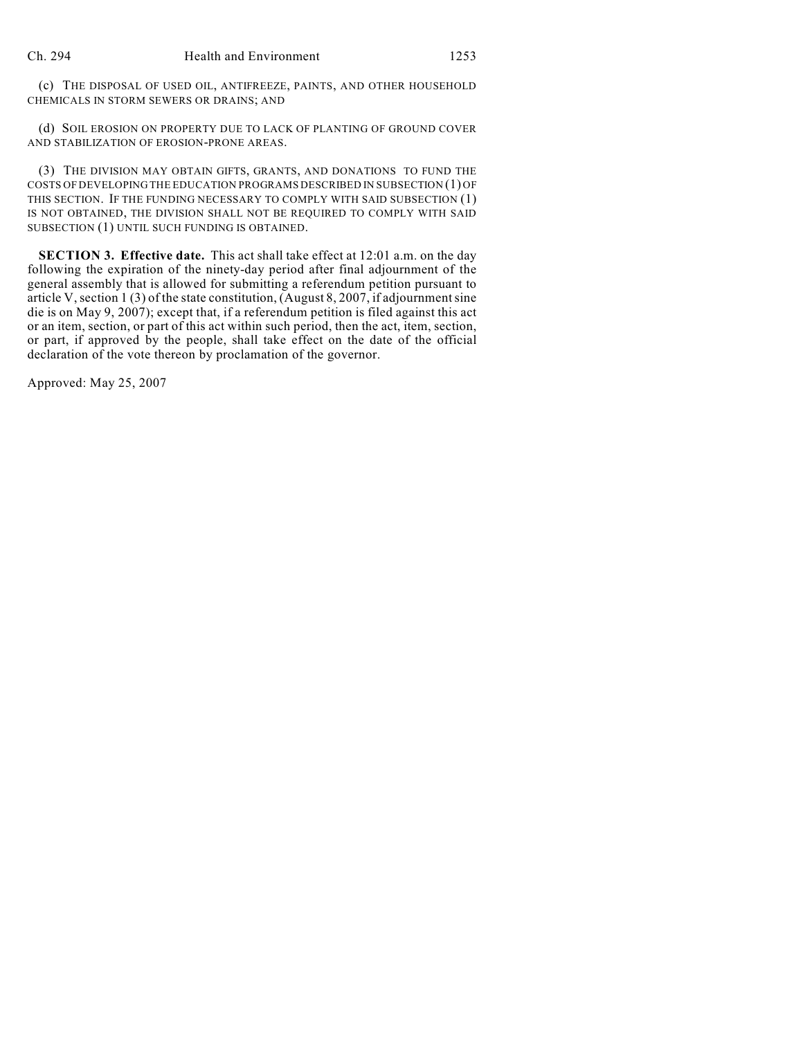(c) THE DISPOSAL OF USED OIL, ANTIFREEZE, PAINTS, AND OTHER HOUSEHOLD CHEMICALS IN STORM SEWERS OR DRAINS; AND

(d) SOIL EROSION ON PROPERTY DUE TO LACK OF PLANTING OF GROUND COVER AND STABILIZATION OF EROSION-PRONE AREAS.

(3) THE DIVISION MAY OBTAIN GIFTS, GRANTS, AND DONATIONS TO FUND THE COSTS OF DEVELOPING THE EDUCATION PROGRAMS DESCRIBED IN SUBSECTION (1) OF THIS SECTION. IF THE FUNDING NECESSARY TO COMPLY WITH SAID SUBSECTION (1) IS NOT OBTAINED, THE DIVISION SHALL NOT BE REQUIRED TO COMPLY WITH SAID SUBSECTION (1) UNTIL SUCH FUNDING IS OBTAINED.

**SECTION 3. Effective date.** This act shall take effect at 12:01 a.m. on the day following the expiration of the ninety-day period after final adjournment of the general assembly that is allowed for submitting a referendum petition pursuant to article V, section 1 (3) of the state constitution, (August 8, 2007, if adjournment sine die is on May 9, 2007); except that, if a referendum petition is filed against this act or an item, section, or part of this act within such period, then the act, item, section, or part, if approved by the people, shall take effect on the date of the official declaration of the vote thereon by proclamation of the governor.

Approved: May 25, 2007